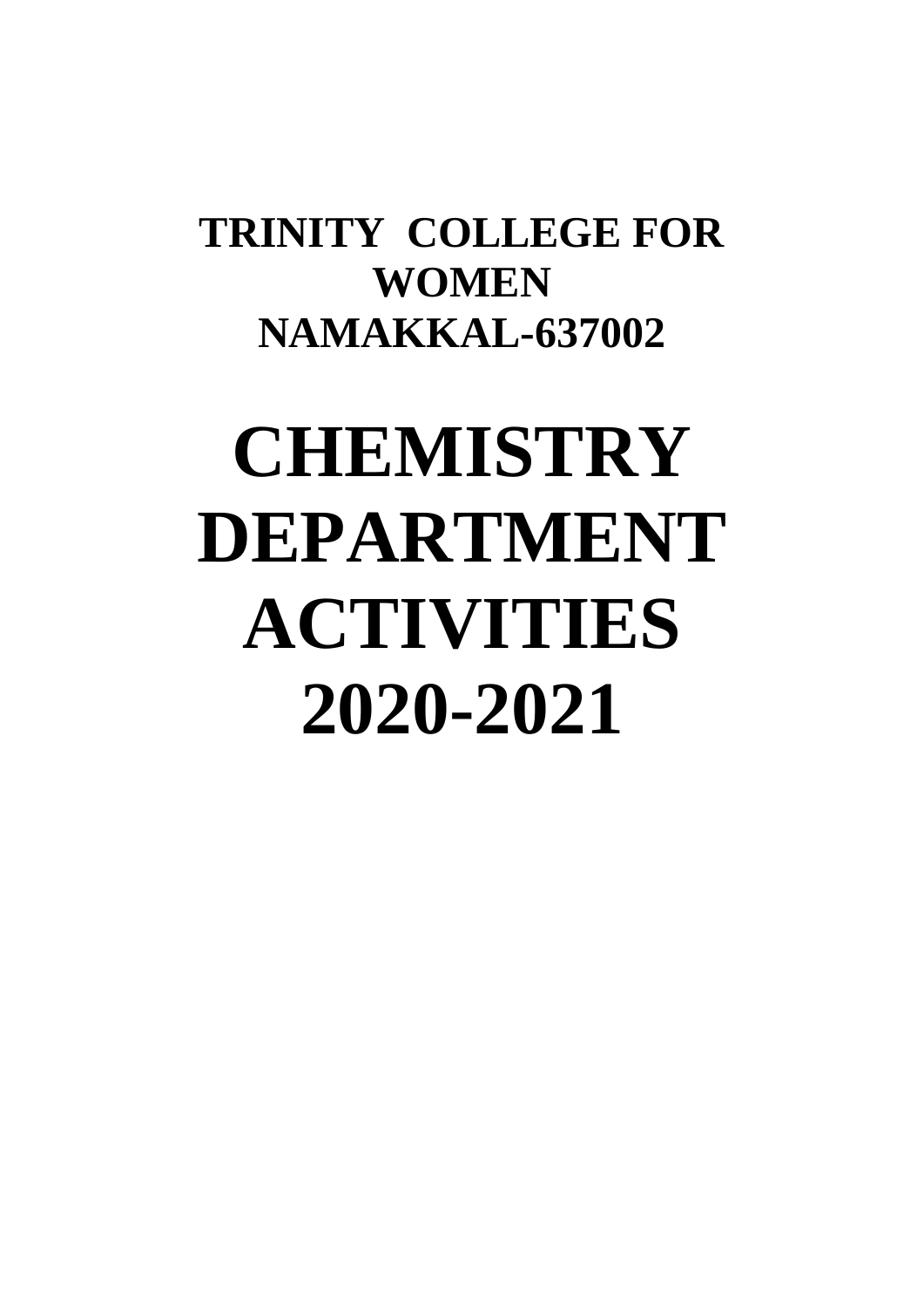**TRINITY COLLEGE FOR WOMEN**
**NAMAKKAL-637002**

# CHEMISTRY DEPARTMENT ACTIVITIES 2020-2021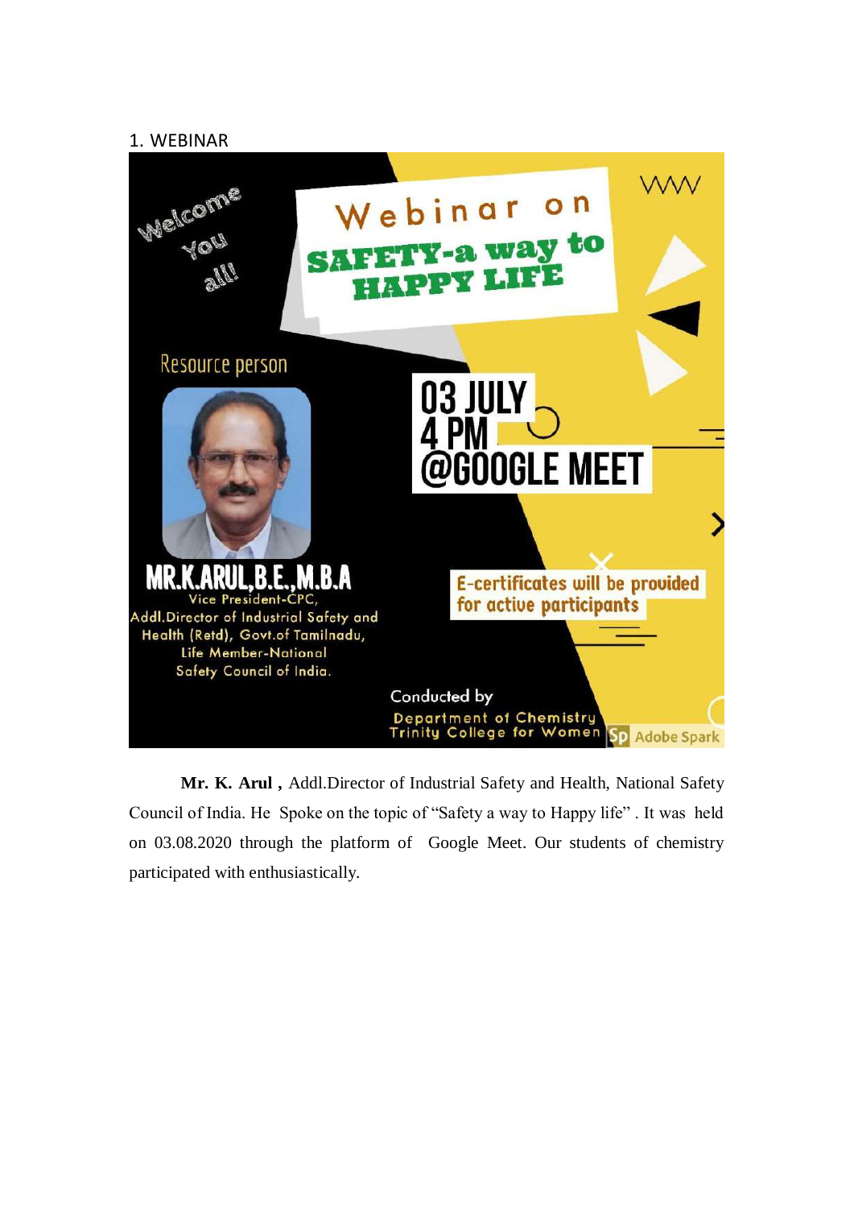1. WEBINAR

Welcome You all!

Webinar on SAFETY-a way to HAPPY LIFE

Resource person

MR.K.ARUL,B.E.,M.B.A
Vice President-CPC,
Addl.Director of Industrial Safety and Health (Retd), Govt.of Tamilnadu,
Life Member-National Safety Council of India.

03 JULY
4 PM
@GOOGLE MEET

E-certificates will be provided for active participants

Conducted by
Department of Chemistry
Trinity College for Women

Adobe Spark

**Mr. K. Arul ,** Addl.Director of Industrial Safety and Health, National Safety Council of India. He Spoke on the topic of "Safety a way to Happy life" . It was held on 03.08.2020 through the platform of Google Meet. Our students of chemistry participated with enthusiastically.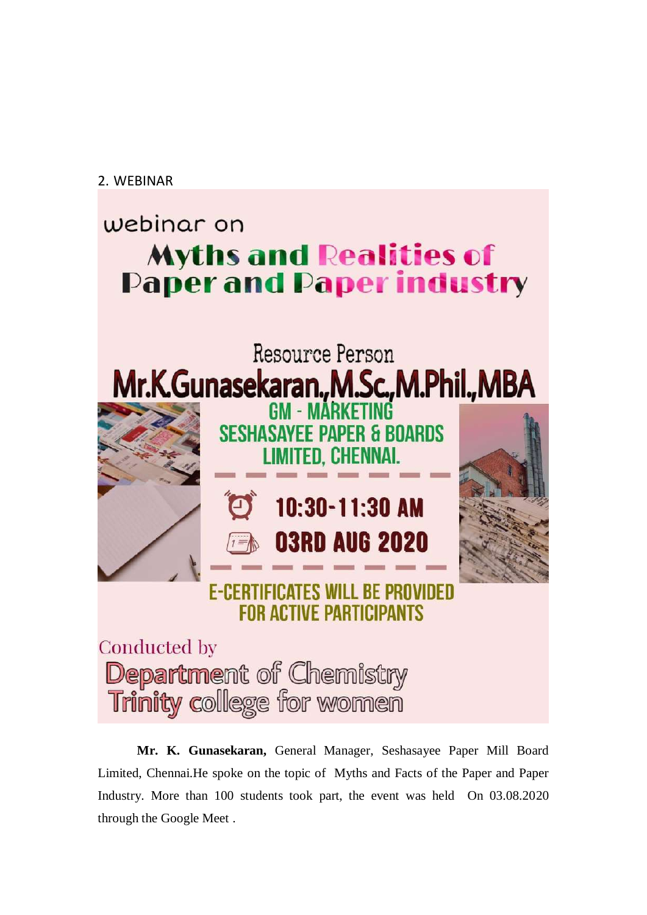2. WEBINAR

webinar on

# Myths and Realities of Paper and Paper industry

Resource Person

**Mr.K.Gunasekaran.,M.Sc.,M.Phil.,MBA**

GM - MARKETING
SESHASAYEE PAPER & BOARDS LIMITED, CHENNAI.

10:30-11:30 AM

03RD AUG 2020

E-CERTIFICATES WILL BE PROVIDED FOR ACTIVE PARTICIPANTS

Conducted by

Department of Chemistry
Trinity college for women

**Mr. K. Gunasekaran,** General Manager, Seshasayee Paper Mill Board Limited, Chennai.He spoke on the topic of Myths and Facts of the Paper and Paper Industry. More than 100 students took part, the event was held On 03.08.2020 through the Google Meet .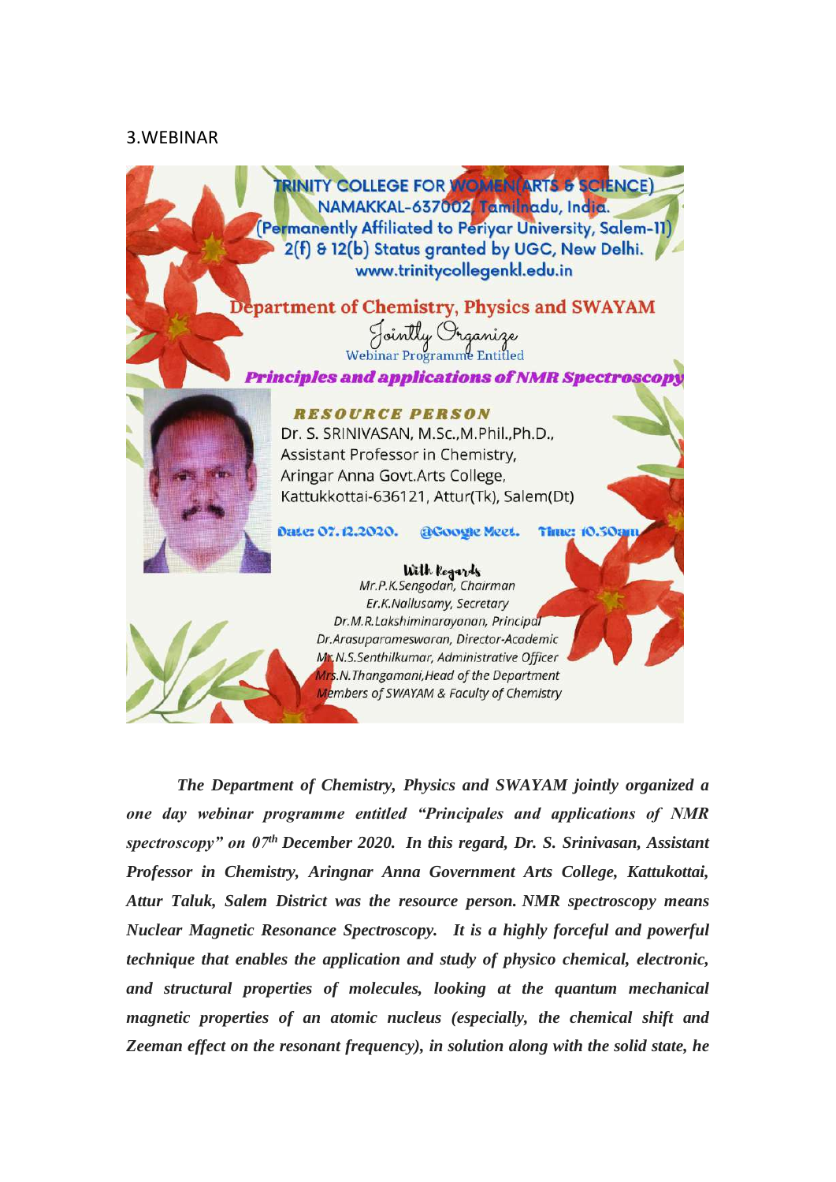## 3.WEBINAR

TRINITY COLLEGE FOR WOMEN(ARTS & SCIENCE)
NAMAKKAL-637002, Tamilnadu, India.
(Permanently Affiliated to Periyar University, Salem-11)
2(f) & 12(b) Status granted by UGC, New Delhi.
www.trinitycollegenkl.edu.in

**Department of Chemistry, Physics and SWAYAM**

Jointly Organize
Webinar Programme Entitled

***Principles and applications of NMR Spectroscopy***

**RESOURCE PERSON**

Dr. S. SRINIVASAN, M.Sc.,M.Phil.,Ph.D.,
Assistant Professor in Chemistry,
Aringar Anna Govt.Arts College,
Kattukkottai-636121, Attur(Tk), Salem(Dt)

Date: 07.12.2020. @Google Meet. Time: 10.30am

With Regards
*Mr.P.K.Sengodan, Chairman*
*Er.K.Nallusamy, Secretary*
*Dr.M.R.Lakshiminarayanan, Principal*
*Dr.Arasuparameswaran, Director-Academic*
*Mr.N.S.Senthilkumar, Administrative Officer*
*Mrs.N.Thangamani,Head of the Department*
*Members of SWAYAM & Faculty of Chemistry*

***The Department of Chemistry, Physics and SWAYAM jointly organized a one day webinar programme entitled "Principales and applications of NMR spectroscopy" on 07th December 2020. In this regard, Dr. S. Srinivasan, Assistant Professor in Chemistry, Aringnar Anna Government Arts College, Kattukottai, Attur Taluk, Salem District was the resource person. NMR spectroscopy means Nuclear Magnetic Resonance Spectroscopy. It is a highly forceful and powerful technique that enables the application and study of physico chemical, electronic, and structural properties of molecules, looking at the quantum mechanical magnetic properties of an atomic nucleus (especially, the chemical shift and Zeeman effect on the resonant frequency), in solution along with the solid state, he***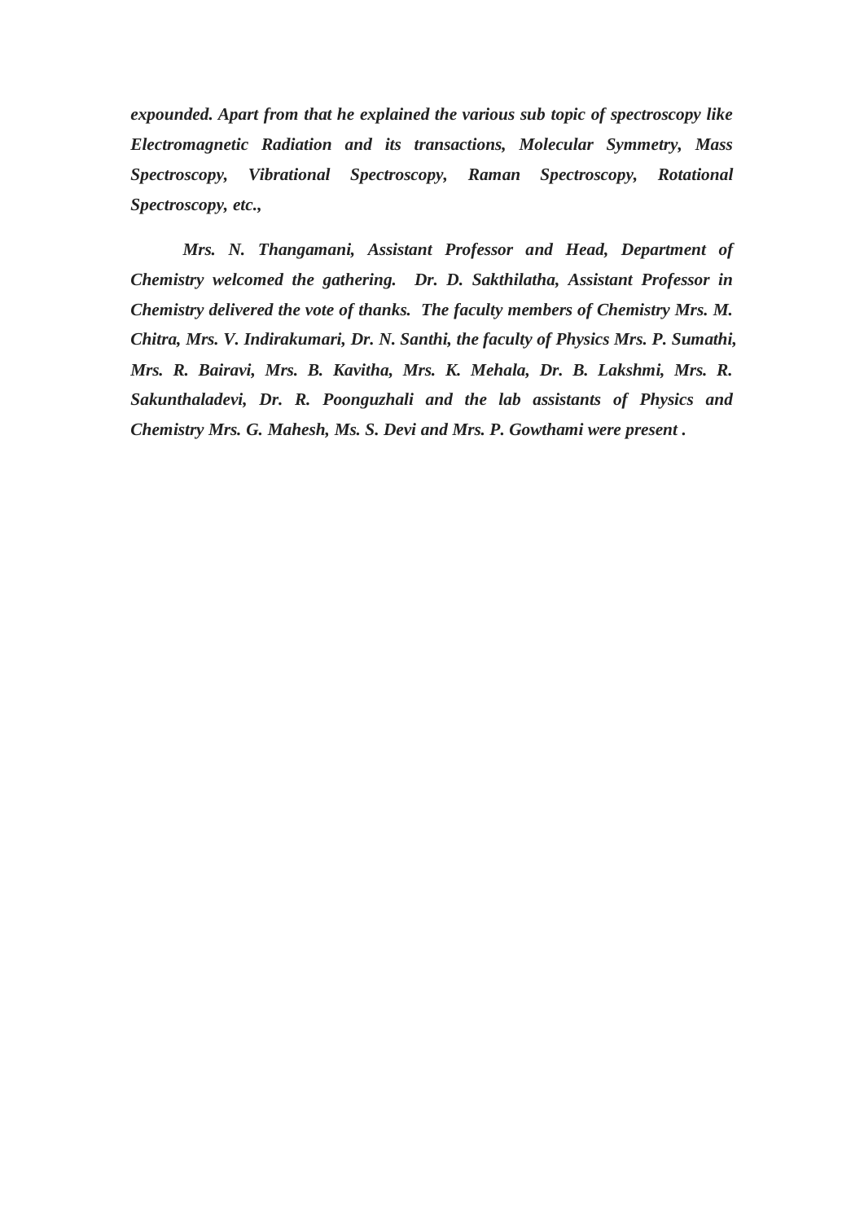*expounded. Apart from that he explained the various sub topic of spectroscopy like Electromagnetic Radiation and its transactions, Molecular Symmetry, Mass Spectroscopy, Vibrational Spectroscopy, Raman Spectroscopy, Rotational Spectroscopy, etc.,*

*Mrs. N. Thangamani, Assistant Professor and Head, Department of Chemistry welcomed the gathering. Dr. D. Sakthilatha, Assistant Professor in Chemistry delivered the vote of thanks. The faculty members of Chemistry Mrs. M. Chitra, Mrs. V. Indirakumari, Dr. N. Santhi, the faculty of Physics Mrs. P. Sumathi, Mrs. R. Bairavi, Mrs. B. Kavitha, Mrs. K. Mehala, Dr. B. Lakshmi, Mrs. R. Sakunthaladevi, Dr. R. Poonguzhali and the lab assistants of Physics and Chemistry Mrs. G. Mahesh, Ms. S. Devi and Mrs. P. Gowthami were present .*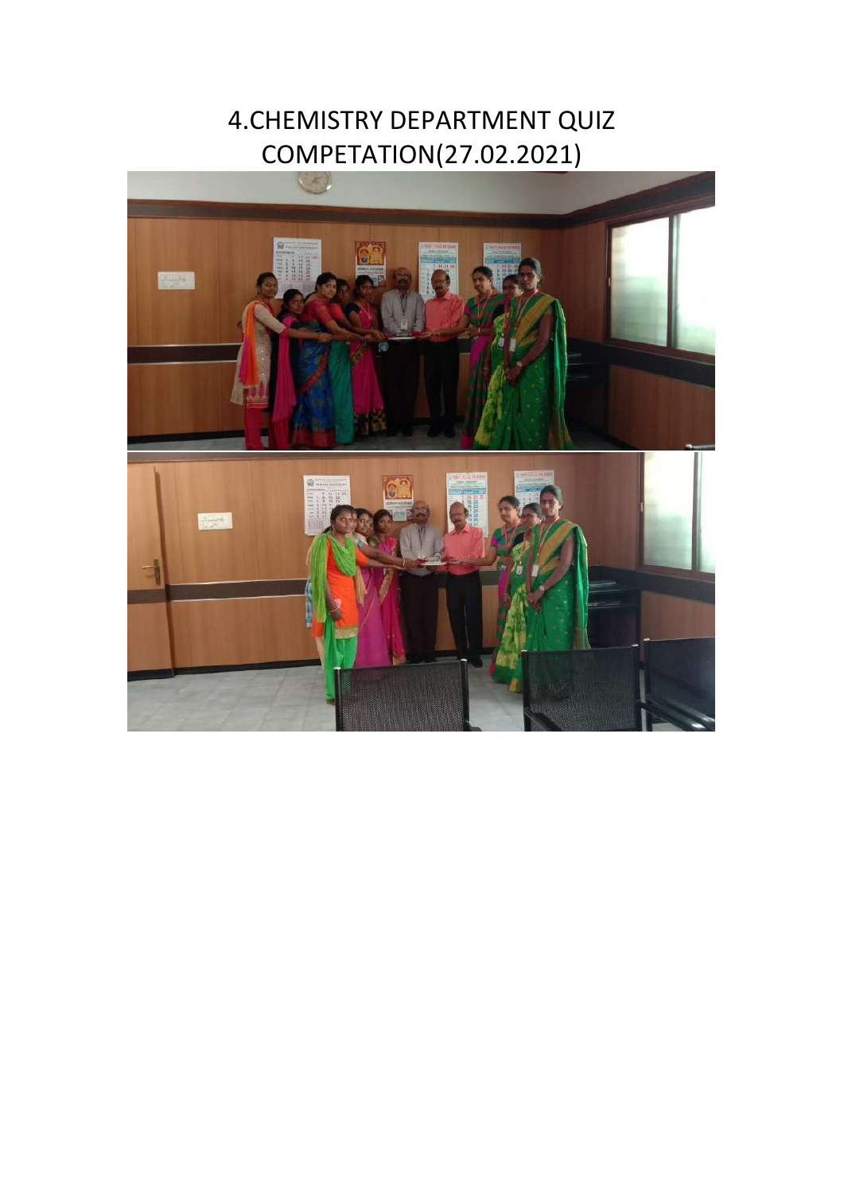# 4.CHEMISTRY DEPARTMENT QUIZ COMPETATION(27.02.2021)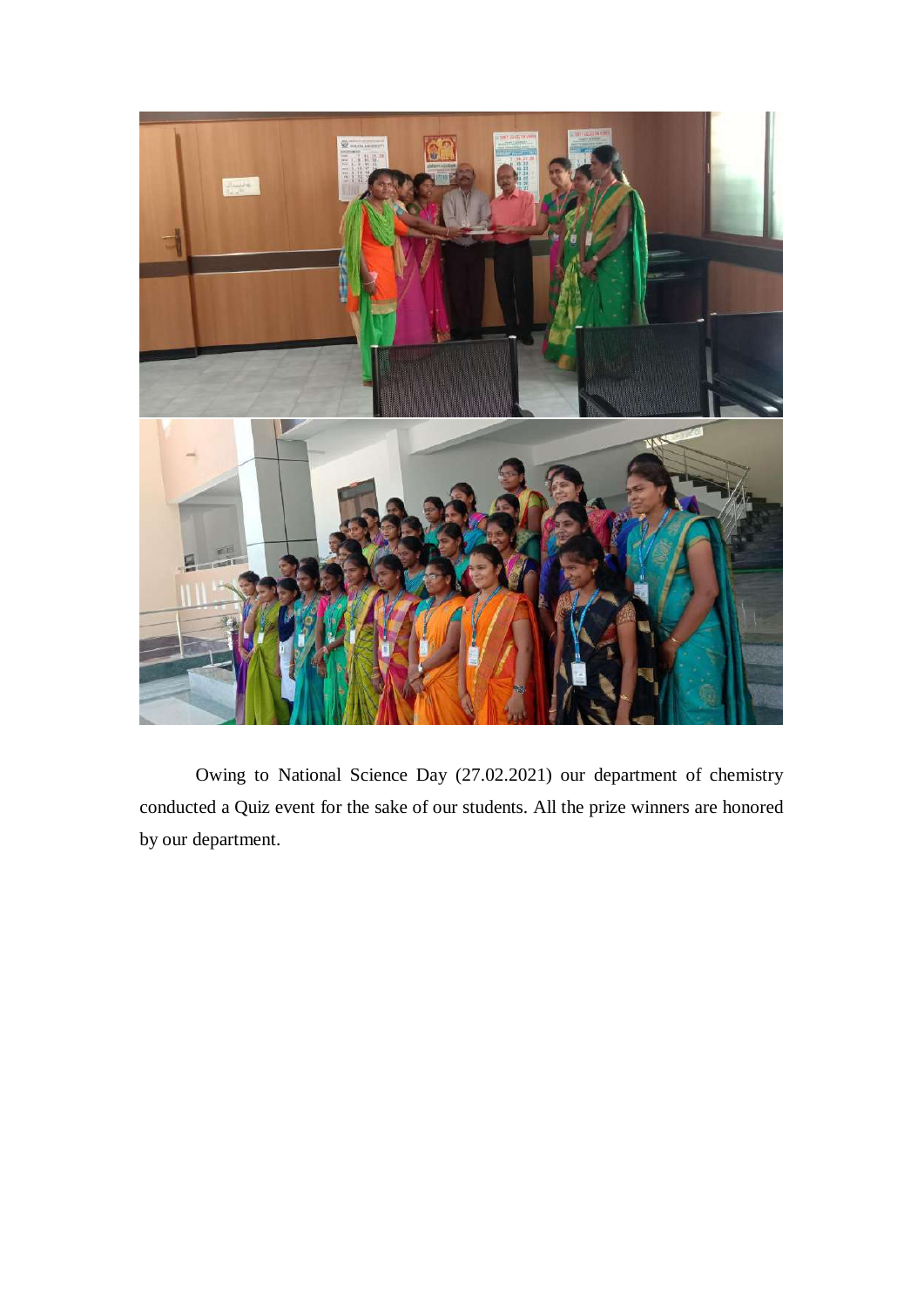Owing to National Science Day (27.02.2021) our department of chemistry conducted a Quiz event for the sake of our students. All the prize winners are honored by our department.